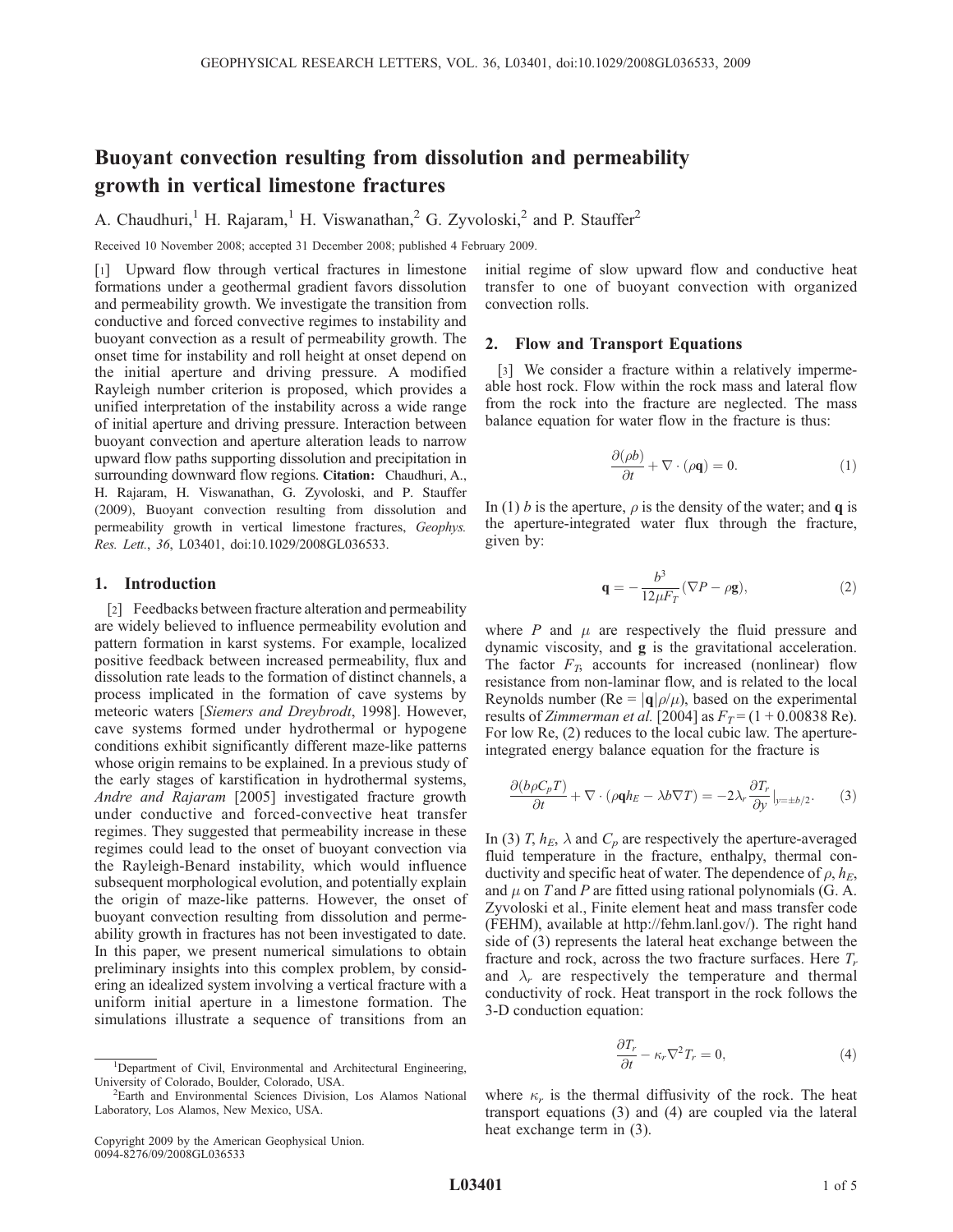# Buoyant convection resulting from dissolution and permeability growth in vertical limestone fractures

A. Chaudhuri,[1] H. Rajaram,[1] H. Viswanathan,[2] G. Zyvoloski,[2] and P. Stauffer[2]

Received 10 November 2008; accepted 31 December 2008; published 4 February 2009.

[1] Upward flow through vertical fractures in limestone formations under a geothermal gradient favors dissolution and permeability growth. We investigate the transition from conductive and forced convective regimes to instability and buoyant convection as a result of permeability growth. The onset time for instability and roll height at onset depend on the initial aperture and driving pressure. A modified Rayleigh number criterion is proposed, which provides a unified interpretation of the instability across a wide range of initial aperture and driving pressure. Interaction between buoyant convection and aperture alteration leads to narrow upward flow paths supporting dissolution and precipitation in surrounding downward flow regions. **Citation:** Chaudhuri, A., H. Rajaram, H. Viswanathan, G. Zyvoloski, and P. Stauffer (2009), Buoyant convection resulting from dissolution and permeability growth in vertical limestone fractures, *Geophys. Res. Lett.*, *36*, L03401, doi:10.1029/2008GL036533.

## 1. Introduction

[2] Feedbacks between fracture alteration and permeability are widely believed to influence permeability evolution and pattern formation in karst systems. For example, localized positive feedback between increased permeability, flux and dissolution rate leads to the formation of distinct channels, a process implicated in the formation of cave systems by meteoric waters [*Siemers and Dreybrodt*, 1998]. However, cave systems formed under hydrothermal or hypogene conditions exhibit significantly different maze-like patterns whose origin remains to be explained. In a previous study of the early stages of karstification in hydrothermal systems, *Andre and Rajaram* [2005] investigated fracture growth under conductive and forced-convective heat transfer regimes. They suggested that permeability increase in these regimes could lead to the onset of buoyant convection via the Rayleigh-Benard instability, which would influence subsequent morphological evolution, and potentially explain the origin of maze-like patterns. However, the onset of buoyant convection resulting from dissolution and permeability growth in fractures has not been investigated to date. In this paper, we present numerical simulations to obtain preliminary insights into this complex problem, by considering an idealized system involving a vertical fracture with a uniform initial aperture in a limestone formation. The simulations illustrate a sequence of transitions from an initial regime of slow upward flow and conductive heat transfer to one of buoyant convection with organized convection rolls.

## 2. Flow and Transport Equations

[3] We consider a fracture within a relatively impermeable host rock. Flow within the rock mass and lateral flow from the rock into the fracture are neglected. The mass balance equation for water flow in the fracture is thus:

$$\frac{\partial(\rho b)}{\partial t} + \nabla \cdot (\rho \mathbf{q}) = 0. \tag{1}$$

In (1) $b$ is the aperture, $\rho$ is the density of the water; and $\mathbf{q}$ is the aperture-integrated water flux through the fracture, given by:

$$\mathbf{q} = -\frac{b^3}{12\mu F_T}(\nabla P - \rho \mathbf{g}), \tag{2}$$

where $P$ and $\mu$ are respectively the fluid pressure and dynamic viscosity, and $\mathbf{g}$ is the gravitational acceleration. The factor $F_T$, accounts for increased (nonlinear) flow resistance from non-laminar flow, and is related to the local Reynolds number (Re = $|\mathbf{q}|\rho/\mu$), based on the experimental results of *Zimmerman et al.* [2004] as $F_T = (1 + 0.00838\ \text{Re})$. For low Re, (2) reduces to the local cubic law. The aperture-integrated energy balance equation for the fracture is

$$\frac{\partial(b\rho C_p T)}{\partial t} + \nabla \cdot (\rho \mathbf{q} h_E - \lambda b \nabla T) = -2\lambda_r \frac{\partial T_r}{\partial y}\Big|_{y=\pm b/2}. \tag{3}$$

In (3) $T$, $h_E$, $\lambda$ and $C_p$ are respectively the aperture-averaged fluid temperature in the fracture, enthalpy, thermal conductivity and specific heat of water. The dependence of $\rho$, $h_E$, and $\mu$ on $T$ and $P$ are fitted using rational polynomials (G. A. Zyvoloski et al., Finite element heat and mass transfer code (FEHM), available at http://fehm.lanl.gov/). The right hand side of (3) represents the lateral heat exchange between the fracture and rock, across the two fracture surfaces. Here $T_r$ and $\lambda_r$ are respectively the temperature and thermal conductivity of rock. Heat transport in the rock follows the 3-D conduction equation:

$$\frac{\partial T_r}{\partial t} - \kappa_r \nabla^2 T_r = 0, \tag{4}$$

where $\kappa_r$ is the thermal diffusivity of the rock. The heat transport equations (3) and (4) are coupled via the lateral heat exchange term in (3).

---

[1] Department of Civil, Environmental and Architectural Engineering, University of Colorado, Boulder, Colorado, USA.

[2] Earth and Environmental Sciences Division, Los Alamos National Laboratory, Los Alamos, New Mexico, USA.

Copyright 2009 by the American Geophysical Union.
0094-8276/09/2008GL036533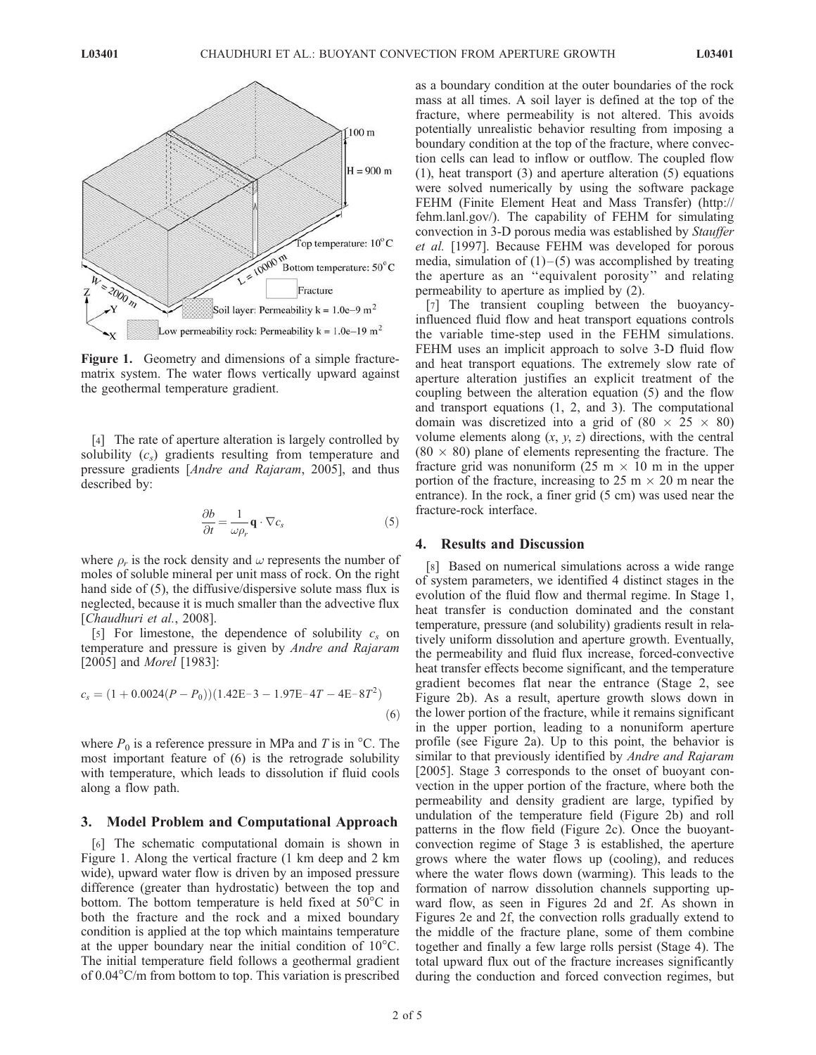**Figure 1.** Geometry and dimensions of a simple fracture-matrix system. The water flows vertically upward against the geothermal temperature gradient.

[4] The rate of aperture alteration is largely controlled by solubility ($c_s$) gradients resulting from temperature and pressure gradients [*Andre and Rajaram*, 2005], and thus described by:

$$\frac{\partial b}{\partial t} = \frac{1}{\omega \rho_r} \mathbf{q} \cdot \nabla c_s \tag{5}$$

where $\rho_r$ is the rock density and $\omega$ represents the number of moles of soluble mineral per unit mass of rock. On the right hand side of (5), the diffusive/dispersive solute mass flux is neglected, because it is much smaller than the advective flux [*Chaudhuri et al.*, 2008].

[5] For limestone, the dependence of solubility $c_s$ on temperature and pressure is given by *Andre and Rajaram* [2005] and *Morel* [1983]:

$$c_s = (1 + 0.0024(P - P_0))(1.42\text{E-}3 - 1.97\text{E-}4T - 4\text{E-}8T^2) \tag{6}$$

where $P_0$ is a reference pressure in MPa and $T$ is in °C. The most important feature of (6) is the retrograde solubility with temperature, which leads to dissolution if fluid cools along a flow path.

## 3. Model Problem and Computational Approach

[6] The schematic computational domain is shown in Figure 1. Along the vertical fracture (1 km deep and 2 km wide), upward water flow is driven by an imposed pressure difference (greater than hydrostatic) between the top and bottom. The bottom temperature is held fixed at 50°C in both the fracture and the rock and a mixed boundary condition is applied at the top which maintains temperature at the upper boundary near the initial condition of 10°C. The initial temperature field follows a geothermal gradient of 0.04°C/m from bottom to top. This variation is prescribed as a boundary condition at the outer boundaries of the rock mass at all times. A soil layer is defined at the top of the fracture, where permeability is not altered. This avoids potentially unrealistic behavior resulting from imposing a boundary condition at the top of the fracture, where convection cells can lead to inflow or outflow. The coupled flow (1), heat transport (3) and aperture alteration (5) equations were solved numerically by using the software package FEHM (Finite Element Heat and Mass Transfer) (http://fehm.lanl.gov/). The capability of FEHM for simulating convection in 3-D porous media was established by *Stauffer et al.* [1997]. Because FEHM was developed for porous media, simulation of (1)–(5) was accomplished by treating the aperture as an "equivalent porosity" and relating permeability to aperture as implied by (2).

[7] The transient coupling between the buoyancy-influenced fluid flow and heat transport equations controls the variable time-step used in the FEHM simulations. FEHM uses an implicit approach to solve 3-D fluid flow and heat transport equations. The extremely slow rate of aperture alteration justifies an explicit treatment of the coupling between the alteration equation (5) and the flow and transport equations (1, 2, and 3). The computational domain was discretized into a grid of (80 × 25 × 80) volume elements along ($x$, $y$, $z$) directions, with the central (80 × 80) plane of elements representing the fracture. The fracture grid was nonuniform (25 m × 10 m in the upper portion of the fracture, increasing to 25 m × 20 m near the entrance). In the rock, a finer grid (5 cm) was used near the fracture-rock interface.

## 4. Results and Discussion

[8] Based on numerical simulations across a wide range of system parameters, we identified 4 distinct stages in the evolution of the fluid flow and thermal regime. In Stage 1, heat transfer is conduction dominated and the constant temperature, pressure (and solubility) gradients result in relatively uniform dissolution and aperture growth. Eventually, the permeability and fluid flux increase, forced-convective heat transfer effects become significant, and the temperature gradient becomes flat near the entrance (Stage 2, see Figure 2b). As a result, aperture growth slows down in the lower portion of the fracture, while it remains significant in the upper portion, leading to a nonuniform aperture profile (see Figure 2a). Up to this point, the behavior is similar to that previously identified by *Andre and Rajaram* [2005]. Stage 3 corresponds to the onset of buoyant convection in the upper portion of the fracture, where both the permeability and density gradient are large, typified by undulation of the temperature field (Figure 2b) and roll patterns in the flow field (Figure 2c). Once the buoyant-convection regime of Stage 3 is established, the aperture grows where the water flows up (cooling), and reduces where the water flows down (warming). This leads to the formation of narrow dissolution channels supporting upward flow, as seen in Figures 2d and 2f. As shown in Figures 2e and 2f, the convection rolls gradually extend to the middle of the fracture plane, some of them combine together and finally a few large rolls persist (Stage 4). The total upward flux out of the fracture increases significantly during the conduction and forced convection regimes, but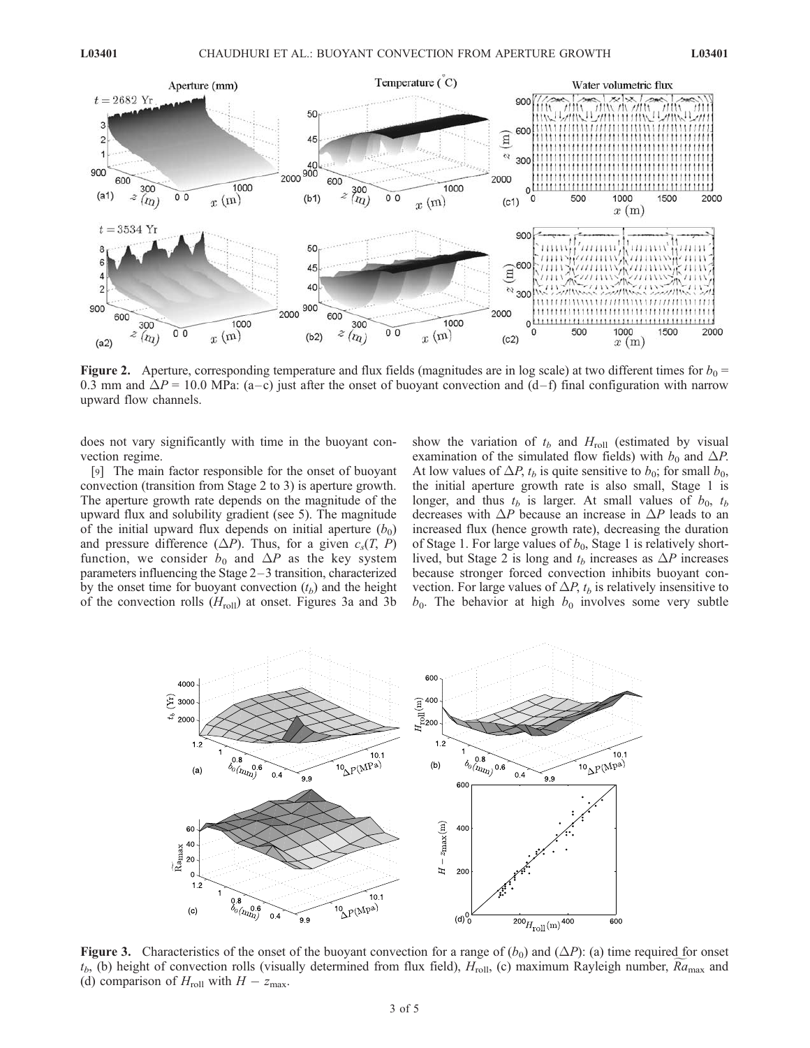**Figure 2.** Aperture, corresponding temperature and flux fields (magnitudes are in log scale) at two different times for $b_0$ = 0.3 mm and $\Delta P$ = 10.0 MPa: (a–c) just after the onset of buoyant convection and (d–f) final configuration with narrow upward flow channels.

does not vary significantly with time in the buoyant convection regime.

[9] The main factor responsible for the onset of buoyant convection (transition from Stage 2 to 3) is aperture growth. The aperture growth rate depends on the magnitude of the upward flux and solubility gradient (see 5). The magnitude of the initial upward flux depends on initial aperture ($b_0$) and pressure difference ($\Delta P$). Thus, for a given $c_s(T, P)$ function, we consider $b_0$ and $\Delta P$ as the key system parameters influencing the Stage 2–3 transition, characterized by the onset time for buoyant convection ($t_b$) and the height of the convection rolls ($H_{\text{roll}}$) at onset. Figures 3a and 3b show the variation of $t_b$ and $H_{\text{roll}}$ (estimated by visual examination of the simulated flow fields) with $b_0$ and $\Delta P$. At low values of $\Delta P$, $t_b$ is quite sensitive to $b_0$; for small $b_0$, the initial aperture growth rate is also small, Stage 1 is longer, and thus $t_b$ is larger. At small values of $b_0$, $t_b$ decreases with $\Delta P$ because an increase in $\Delta P$ leads to an increased flux (hence growth rate), decreasing the duration of Stage 1. For large values of $b_0$, Stage 1 is relatively short-lived, but Stage 2 is long and $t_b$ increases as $\Delta P$ increases because stronger forced convection inhibits buoyant convection. For large values of $\Delta P$, $t_b$ is relatively insensitive to $b_0$. The behavior at high $b_0$ involves some very subtle

**Figure 3.** Characteristics of the onset of the buoyant convection for a range of ($b_0$) and ($\Delta P$): (a) time required for onset $t_b$, (b) height of convection rolls (visually determined from flux field), $H_{\text{roll}}$, (c) maximum Rayleigh number, $\widetilde{Ra}_{\max}$ and (d) comparison of $H_{\text{roll}}$ with $H - z_{\max}$.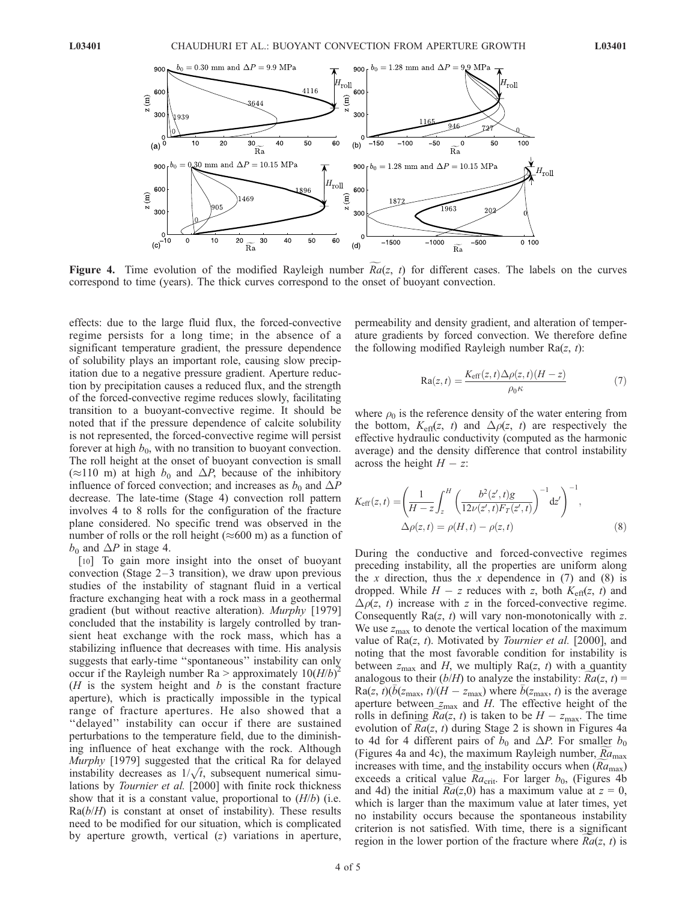**Figure 4.** Time evolution of the modified Rayleigh number $\widetilde{Ra}(z, t)$ for different cases. The labels on the curves correspond to time (years). The thick curves correspond to the onset of buoyant convection.

effects: due to the large fluid flux, the forced-convective regime persists for a long time; in the absence of a significant temperature gradient, the pressure dependence of solubility plays an important role, causing slow precipitation due to a negative pressure gradient. Aperture reduction by precipitation causes a reduced flux, and the strength of the forced-convective regime reduces slowly, facilitating transition to a buoyant-convective regime. It should be noted that if the pressure dependence of calcite solubility is not represented, the forced-convective regime will persist forever at high $b_0$, with no transition to buoyant convection. The roll height at the onset of buoyant convection is small ($\approx$110 m) at high $b_0$ and $\Delta P$, because of the inhibitory influence of forced convection; and increases as $b_0$ and $\Delta P$ decrease. The late-time (Stage 4) convection roll pattern involves 4 to 8 rolls for the configuration of the fracture plane considered. No specific trend was observed in the number of rolls or the roll height ($\approx$600 m) as a function of $b_0$ and $\Delta P$ in stage 4.

[10] To gain more insight into the onset of buoyant convection (Stage 2–3 transition), we draw upon previous studies of the instability of stagnant fluid in a vertical fracture exchanging heat with a rock mass in a geothermal gradient (but without reactive alteration). *Murphy* [1979] concluded that the instability is largely controlled by transient heat exchange with the rock mass, which has a stabilizing influence that decreases with time. His analysis suggests that early-time "spontaneous" instability can only occur if the Rayleigh number Ra > approximately $10(H/b)^2$ ($H$ is the system height and $b$ is the constant fracture aperture), which is practically impossible in the typical range of fracture apertures. He also showed that a "delayed" instability can occur if there are sustained perturbations to the temperature field, due to the diminishing influence of heat exchange with the rock. Although *Murphy* [1979] suggested that the critical Ra for delayed instability decreases as $1/\sqrt{t}$, subsequent numerical simulations by *Tournier et al.* [2000] with finite rock thickness show that it is a constant value, proportional to $(H/b)$ (i.e. $\mathrm{Ra}(b/H)$ is constant at onset of instability). These results need to be modified for our situation, which is complicated by aperture growth, vertical ($z$) variations in aperture, permeability and density gradient, and alteration of temperature gradients by forced convection. We therefore define the following modified Rayleigh number $\mathrm{Ra}(z, t)$:

$$\mathrm{Ra}(z,t) = \frac{K_{\mathrm{eff}}(z,t)\Delta\rho(z,t)(H-z)}{\rho_0\kappa} \tag{7}$$

where $\rho_0$ is the reference density of the water entering from the bottom, $K_{\mathrm{eff}}(z, t)$ and $\Delta\rho(z, t)$ are respectively the effective hydraulic conductivity (computed as the harmonic average) and the density difference that control instability across the height $H - z$:

$$K_{\mathrm{eff}}(z,t) = \left(\frac{1}{H-z}\int_z^H \left(\frac{b^2(z',t)g}{12\nu(z',t)F_T(z',t)}\right)^{-1} \mathrm{d}z'\right)^{-1},$$
$$\Delta\rho(z,t) = \rho(H,t) - \rho(z,t) \tag{8}$$

During the conductive and forced-convective regimes preceding instability, all the properties are uniform along the $x$ direction, thus the $x$ dependence in (7) and (8) is dropped. While $H - z$ reduces with $z$, both $K_{\mathrm{eff}}(z, t)$ and $\Delta\rho(z, t)$ increase with $z$ in the forced-convective regime. Consequently $\mathrm{Ra}(z, t)$ will vary non-monotonically with $z$. We use $z_{\max}$ to denote the vertical location of the maximum value of $\mathrm{Ra}(z, t)$. Motivated by *Tournier et al.* [2000], and noting that the most favorable condition for instability is between $z_{\max}$ and $H$, we multiply $\mathrm{Ra}(z, t)$ with a quantity analogous to their $(b/H)$ to analyze the instability: $\widetilde{Ra}(z, t) = \mathrm{Ra}(z, t)(\bar{b}(z_{\max}, t)/(H - z_{\max})$ where $\bar{b}(z_{\max}, t)$ is the average aperture between $z_{\max}$ and $H$. The effective height of the rolls in defining $\widetilde{Ra}(z, t)$ is taken to be $H - z_{\max}$. The time evolution of $\widetilde{Ra}(z, t)$ during Stage 2 is shown in Figures 4a to 4d for 4 different pairs of $b_0$ and $\Delta P$. For smaller $b_0$ (Figures 4a and 4c), the maximum Rayleigh number, $\widetilde{Ra}_{\max}$ increases with time, and the instability occurs when ($\widetilde{Ra}_{\max}$) exceeds a critical value $\widetilde{Ra}_{\mathrm{crit}}$. For larger $b_0$, (Figures 4b and 4d) the initial $\widetilde{Ra}(z,0)$ has a maximum value at $z = 0$, which is larger than the maximum value at later times, yet no instability occurs because the spontaneous instability criterion is not satisfied. With time, there is a significant region in the lower portion of the fracture where $\widetilde{Ra}(z, t)$ is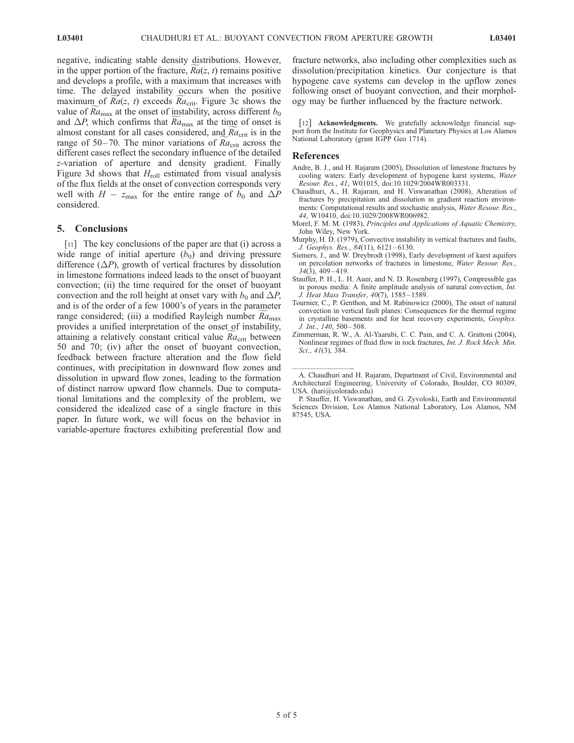negative, indicating stable density distributions. However, in the upper portion of the fracture, $\widetilde{Ra}(z, t)$ remains positive and develops a profile, with a maximum that increases with time. The delayed instability occurs when the positive maximum of $\widetilde{Ra}(z, t)$ exceeds $\widetilde{Ra}_{crit}$. Figure 3c shows the value of $\widetilde{Ra}_{max}$ at the onset of instability, across different $b_0$ and $\Delta P$, which confirms that $\widetilde{Ra}_{max}$ at the time of onset is almost constant for all cases considered, and $\widetilde{Ra}_{crit}$ is in the range of 50–70. The minor variations of $\widetilde{Ra}_{crit}$ across the different cases reflect the secondary influence of the detailed *z*-variation of aperture and density gradient. Finally Figure 3d shows that $H_{roll}$ estimated from visual analysis of the flux fields at the onset of convection corresponds very well with $H - z_{max}$ for the entire range of $b_0$ and $\Delta P$ considered.

## 5. Conclusions

[11] The key conclusions of the paper are that (i) across a wide range of initial aperture ($b_0$) and driving pressure difference ($\Delta P$), growth of vertical fractures by dissolution in limestone formations indeed leads to the onset of buoyant convection; (ii) the time required for the onset of buoyant convection and the roll height at onset vary with $b_0$ and $\Delta P$, and is of the order of a few 1000's of years in the parameter range considered; (iii) a modified Rayleigh number $\widetilde{Ra}_{max}$ provides a unified interpretation of the onset of instability, attaining a relatively constant critical value $\widetilde{Ra}_{crit}$ between 50 and 70; (iv) after the onset of buoyant convection, feedback between fracture alteration and the flow field continues, with precipitation in downward flow zones and dissolution in upward flow zones, leading to the formation of distinct narrow upward flow channels. Due to computational limitations and the complexity of the problem, we considered the idealized case of a single fracture in this paper. In future work, we will focus on the behavior in variable-aperture fractures exhibiting preferential flow and fracture networks, also including other complexities such as dissolution/precipitation kinetics. Our conjecture is that hypogene cave systems can develop in the upflow zones following onset of buoyant convection, and their morphology may be further influenced by the fracture network.

[12] **Acknowledgments.** We gratefully acknowledge financial support from the Institute for Geophysics and Planetary Physics at Los Alamos National Laboratory (grant IGPP Geo 1714).

## References

Andre, B. J., and H. Rajaram (2005), Dissolution of limestone fractures by cooling waters: Early development of hypogene karst systems, *Water Resour. Res.*, *41*, W01015, doi:10.1029/2004WR003331.

Chaudhuri, A., H. Rajaram, and H. Viswanathan (2008), Alteration of fractures by precipitation and dissolution in gradient reaction environments: Computational results and stochastic analysis, *Water Resour. Res.*, *44*, W10410, doi:10.1029/2008WR006982.

Morel, F. M. M. (1983), *Principles and Applications of Aquatic Chemistry*, John Wiley, New York.

Murphy, H. D. (1979), Convective instability in vertical fractures and faults, *J. Geophys. Res.*, *84*(11), 6121–6130.

Siemers, J., and W. Dreybrodt (1998), Early development of karst aquifers on percolation networks of fractures in limestone, *Water Resour. Res.*, *34*(3), 409–419.

Stauffer, P. H., L. H. Auer, and N. D. Rosenberg (1997), Compressible gas in porous media: A finite amplitude analysis of natural convection, *Int. J. Heat Mass Transfer*, *40*(7), 1585–1589.

Tournier, C., P. Genthon, and M. Rabinowicz (2000), The onset of natural convection in vertical fault planes: Consequences for the thermal regime in crystalline basements and for heat recovery experiments, *Geophys. J. Int.*, *140*, 500–508.

Zimmerman, R. W., A. Al-Yaarubi, C. C. Pain, and C. A. Grattoni (2004), Nonlinear regimes of fluid flow in rock fractures, *Int. J. Rock Mech. Min. Sci.*, *41*(3), 384.

A. Chaudhuri and H. Rajaram, Department of Civil, Environmental and Architectural Engineering, University of Colorado, Boulder, CO 80309, USA. (hari@colorado.edu)

P. Stauffer, H. Viswanathan, and G. Zyvoloski, Earth and Environmental Sciences Division, Los Alamos National Laboratory, Los Alamos, NM 87545, USA.